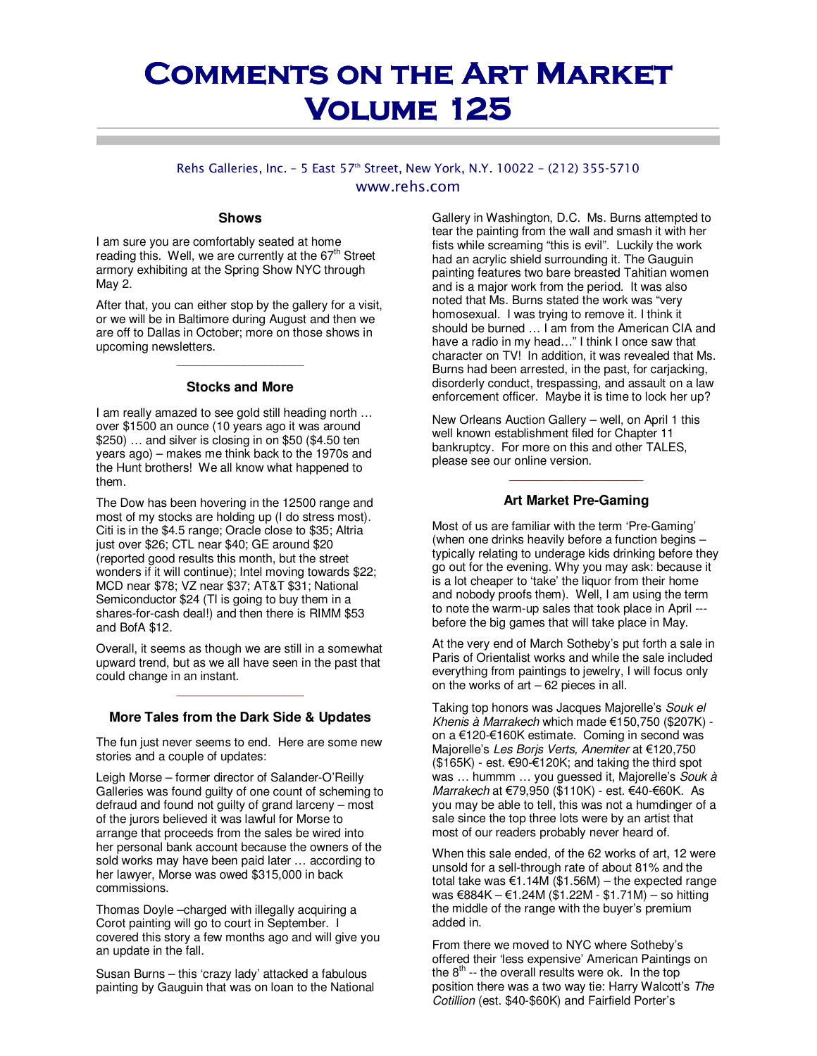# Comments on the Art Market Volume 125

Rehs Galleries, Inc. – 5 East 57th Street, New York, N.Y. 10022 – (212) 355-5710
www.rehs.com

## Shows

I am sure you are comfortably seated at home reading this. Well, we are currently at the 67th Street armory exhibiting at the Spring Show NYC through May 2.

After that, you can either stop by the gallery for a visit, or we will be in Baltimore during August and then we are off to Dallas in October; more on those shows in upcoming newsletters.

## Stocks and More

I am really amazed to see gold still heading north … over $1500 an ounce (10 years ago it was around $250) … and silver is closing in on $50 ($4.50 ten years ago) – makes me think back to the 1970s and the Hunt brothers! We all know what happened to them.

The Dow has been hovering in the 12500 range and most of my stocks are holding up (I do stress most). Citi is in the $4.5 range; Oracle close to $35; Altria just over $26; CTL near $40; GE around $20 (reported good results this month, but the street wonders if it will continue); Intel moving towards $22; MCD near $78; VZ near $37; AT&T $31; National Semiconductor $24 (TI is going to buy them in a shares-for-cash deal!) and then there is RIMM $53 and BofA $12.

Overall, it seems as though we are still in a somewhat upward trend, but as we all have seen in the past that could change in an instant.

## More Tales from the Dark Side & Updates

The fun just never seems to end. Here are some new stories and a couple of updates:

Leigh Morse – former director of Salander-O'Reilly Galleries was found guilty of one count of scheming to defraud and found not guilty of grand larceny – most of the jurors believed it was lawful for Morse to arrange that proceeds from the sales be wired into her personal bank account because the owners of the sold works may have been paid later … according to her lawyer, Morse was owed $315,000 in back commissions.

Thomas Doyle –charged with illegally acquiring a Corot painting will go to court in September. I covered this story a few months ago and will give you an update in the fall.

Susan Burns – this 'crazy lady' attacked a fabulous painting by Gauguin that was on loan to the National Gallery in Washington, D.C. Ms. Burns attempted to tear the painting from the wall and smash it with her fists while screaming "this is evil". Luckily the work had an acrylic shield surrounding it. The Gauguin painting features two bare breasted Tahitian women and is a major work from the period. It was also noted that Ms. Burns stated the work was "very homosexual. I was trying to remove it. I think it should be burned … I am from the American CIA and have a radio in my head…" I think I once saw that character on TV! In addition, it was revealed that Ms. Burns had been arrested, in the past, for carjacking, disorderly conduct, trespassing, and assault on a law enforcement officer. Maybe it is time to lock her up?

New Orleans Auction Gallery – well, on April 1 this well known establishment filed for Chapter 11 bankruptcy. For more on this and other TALES, please see our online version.

## Art Market Pre-Gaming

Most of us are familiar with the term 'Pre-Gaming' (when one drinks heavily before a function begins – typically relating to underage kids drinking before they go out for the evening. Why you may ask: because it is a lot cheaper to 'take' the liquor from their home and nobody proofs them). Well, I am using the term to note the warm-up sales that took place in April --- before the big games that will take place in May.

At the very end of March Sotheby's put forth a sale in Paris of Orientalist works and while the sale included everything from paintings to jewelry, I will focus only on the works of art – 62 pieces in all.

Taking top honors was Jacques Majorelle's *Souk el Khenis à Marrakech* which made €150,750 ($207K) - on a €120-€160K estimate. Coming in second was Majorelle's *Les Borjs Verts, Anemiter* at €120,750 ($165K) - est. €90-€120K; and taking the third spot was … hummm … you guessed it, Majorelle's *Souk à Marrakech* at €79,950 ($110K) - est. €40-€60K. As you may be able to tell, this was not a humdinger of a sale since the top three lots were by an artist that most of our readers probably never heard of.

When this sale ended, of the 62 works of art, 12 were unsold for a sell-through rate of about 81% and the total take was €1.14M ($1.56M) – the expected range was €884K – €1.24M ($1.22M - $1.71M) – so hitting the middle of the range with the buyer's premium added in.

From there we moved to NYC where Sotheby's offered their 'less expensive' American Paintings on the 8th -- the overall results were ok. In the top position there was a two way tie: Harry Walcott's *The Cotillion* (est. $40-$60K) and Fairfield Porter's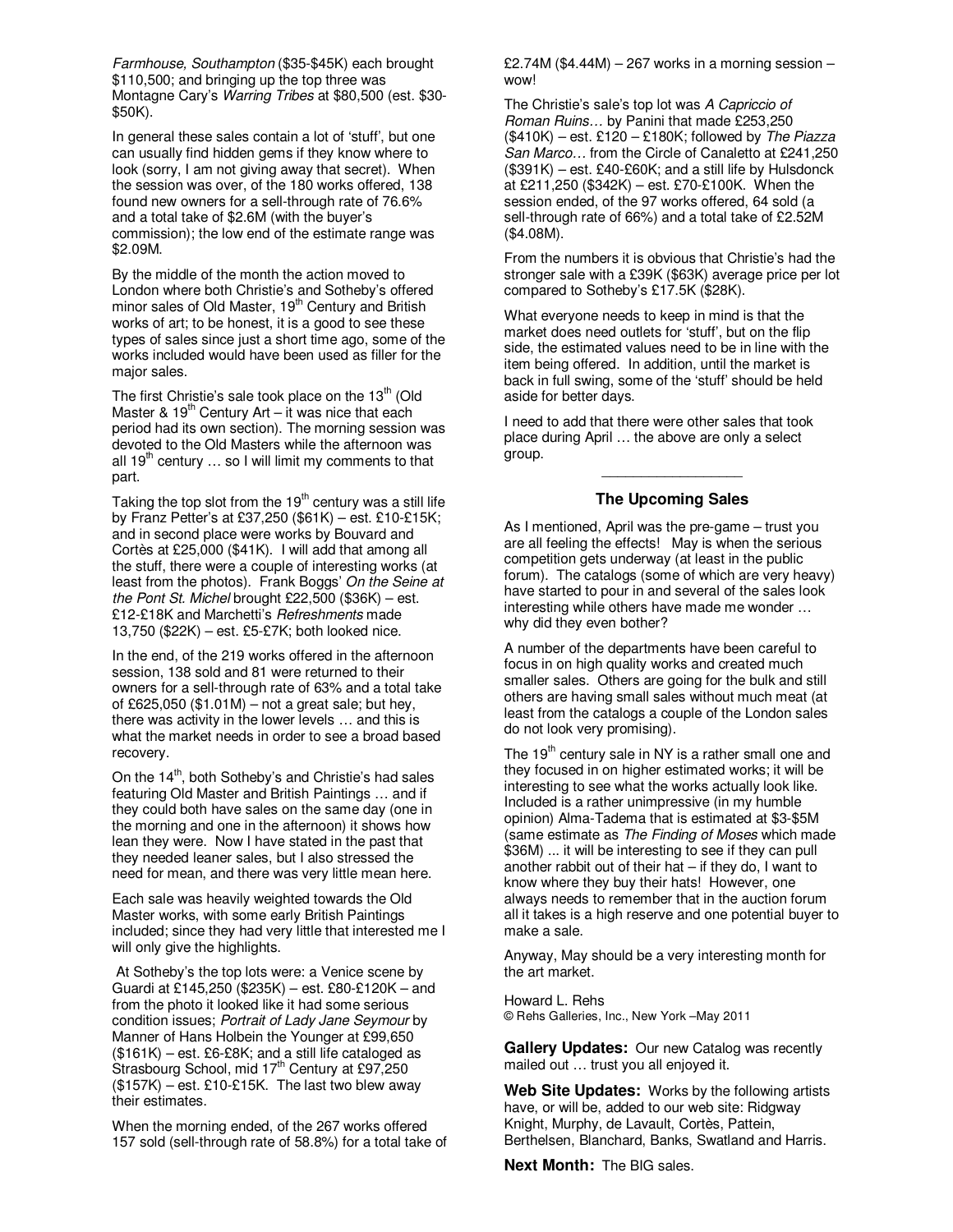*Farmhouse, Southampton* ($35-$45K) each brought $110,500; and bringing up the top three was Montagne Cary's *Warring Tribes* at $80,500 (est. $30-$50K).

In general these sales contain a lot of 'stuff', but one can usually find hidden gems if they know where to look (sorry, I am not giving away that secret). When the session was over, of the 180 works offered, 138 found new owners for a sell-through rate of 76.6% and a total take of $2.6M (with the buyer's commission); the low end of the estimate range was $2.09M.

By the middle of the month the action moved to London where both Christie's and Sotheby's offered minor sales of Old Master, 19th Century and British works of art; to be honest, it is a good to see these types of sales since just a short time ago, some of the works included would have been used as filler for the major sales.

The first Christie's sale took place on the 13th (Old Master & 19th Century Art – it was nice that each period had its own section). The morning session was devoted to the Old Masters while the afternoon was all 19th century … so I will limit my comments to that part.

Taking the top slot from the 19th century was a still life by Franz Petter's at £37,250 ($61K) – est. £10-£15K; and in second place were works by Bouvard and Cortès at £25,000 ($41K). I will add that among all the stuff, there were a couple of interesting works (at least from the photos). Frank Boggs' *On the Seine at the Pont St. Michel* brought £22,500 ($36K) – est. £12-£18K and Marchetti's *Refreshments* made 13,750 ($22K) – est. £5-£7K; both looked nice.

In the end, of the 219 works offered in the afternoon session, 138 sold and 81 were returned to their owners for a sell-through rate of 63% and a total take of £625,050 ($1.01M) – not a great sale; but hey, there was activity in the lower levels … and this is what the market needs in order to see a broad based recovery.

On the 14th, both Sotheby's and Christie's had sales featuring Old Master and British Paintings … and if they could both have sales on the same day (one in the morning and one in the afternoon) it shows how lean they were. Now I have stated in the past that they needed leaner sales, but I also stressed the need for mean, and there was very little mean here.

Each sale was heavily weighted towards the Old Master works, with some early British Paintings included; since they had very little that interested me I will only give the highlights.

At Sotheby's the top lots were: a Venice scene by Guardi at £145,250 ($235K) – est. £80-£120K – and from the photo it looked like it had some serious condition issues; *Portrait of Lady Jane Seymour* by Manner of Hans Holbein the Younger at £99,650 ($161K) – est. £6-£8K; and a still life cataloged as Strasbourg School, mid 17th Century at £97,250 ($157K) – est. £10-£15K. The last two blew away their estimates.

When the morning ended, of the 267 works offered 157 sold (sell-through rate of 58.8%) for a total take of £2.74M ($4.44M) – 267 works in a morning session – wow!

The Christie's sale's top lot was *A Capriccio of Roman Ruins…* by Panini that made £253,250 ($410K) – est. £120 – £180K; followed by *The Piazza San Marco…* from the Circle of Canaletto at £241,250 ($391K) – est. £40-£60K; and a still life by Hulsdonck at £211,250 ($342K) – est. £70-£100K. When the session ended, of the 97 works offered, 64 sold (a sell-through rate of 66%) and a total take of £2.52M ($4.08M).

From the numbers it is obvious that Christie's had the stronger sale with a £39K ($63K) average price per lot compared to Sotheby's £17.5K ($28K).

What everyone needs to keep in mind is that the market does need outlets for 'stuff', but on the flip side, the estimated values need to be in line with the item being offered. In addition, until the market is back in full swing, some of the 'stuff' should be held aside for better days.

I need to add that there were other sales that took place during April … the above are only a select group.

---

## The Upcoming Sales

As I mentioned, April was the pre-game – trust you are all feeling the effects! May is when the serious competition gets underway (at least in the public forum). The catalogs (some of which are very heavy) have started to pour in and several of the sales look interesting while others have made me wonder … why did they even bother?

A number of the departments have been careful to focus in on high quality works and created much smaller sales. Others are going for the bulk and still others are having small sales without much meat (at least from the catalogs a couple of the London sales do not look very promising).

The 19th century sale in NY is a rather small one and they focused in on higher estimated works; it will be interesting to see what the works actually look like. Included is a rather unimpressive (in my humble opinion) Alma-Tadema that is estimated at $3-$5M (same estimate as *The Finding of Moses* which made $36M) ... it will be interesting to see if they can pull another rabbit out of their hat – if they do, I want to know where they buy their hats! However, one always needs to remember that in the auction forum all it takes is a high reserve and one potential buyer to make a sale.

Anyway, May should be a very interesting month for the art market.

Howard L. Rehs
© Rehs Galleries, Inc., New York –May 2011

**Gallery Updates:** Our new Catalog was recently mailed out … trust you all enjoyed it.

**Web Site Updates:** Works by the following artists have, or will be, added to our web site: Ridgway Knight, Murphy, de Lavault, Cortès, Pattein, Berthelsen, Blanchard, Banks, Swatland and Harris.

**Next Month:** The BIG sales.